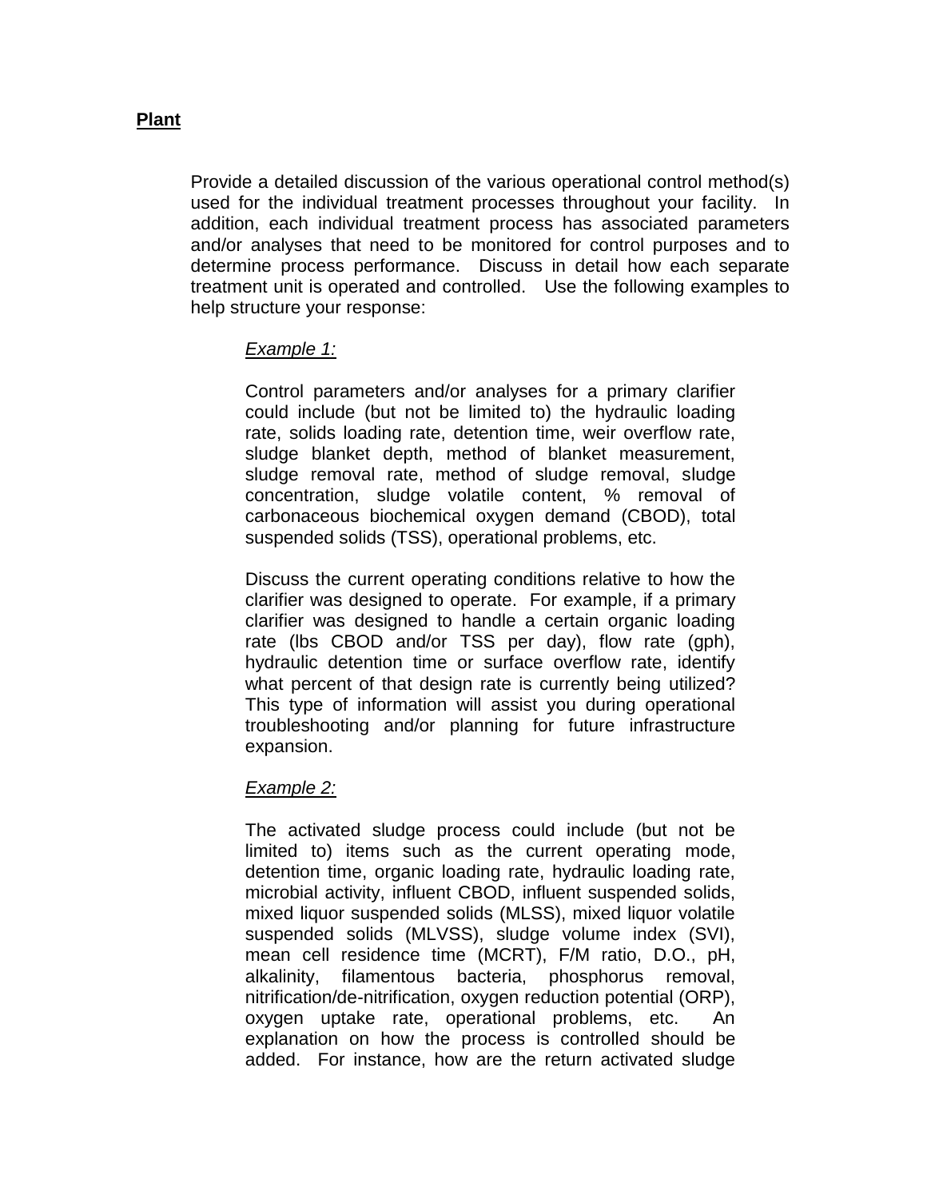**Plant**

Provide a detailed discussion of the various operational control method(s) used for the individual treatment processes throughout your facility. In addition, each individual treatment process has associated parameters and/or analyses that need to be monitored for control purposes and to determine process performance. Discuss in detail how each separate treatment unit is operated and controlled. Use the following examples to help structure your response:

*Example 1:*

Control parameters and/or analyses for a primary clarifier could include (but not be limited to) the hydraulic loading rate, solids loading rate, detention time, weir overflow rate, sludge blanket depth, method of blanket measurement, sludge removal rate, method of sludge removal, sludge concentration, sludge volatile content, % removal of carbonaceous biochemical oxygen demand (CBOD), total suspended solids (TSS), operational problems, etc.

Discuss the current operating conditions relative to how the clarifier was designed to operate. For example, if a primary clarifier was designed to handle a certain organic loading rate (lbs CBOD and/or TSS per day), flow rate (gph), hydraulic detention time or surface overflow rate, identify what percent of that design rate is currently being utilized? This type of information will assist you during operational troubleshooting and/or planning for future infrastructure expansion.

*Example 2:*

The activated sludge process could include (but not be limited to) items such as the current operating mode, detention time, organic loading rate, hydraulic loading rate, microbial activity, influent CBOD, influent suspended solids, mixed liquor suspended solids (MLSS), mixed liquor volatile suspended solids (MLVSS), sludge volume index (SVI), mean cell residence time (MCRT), F/M ratio, D.O., pH, alkalinity, filamentous bacteria, phosphorus removal, nitrification/de-nitrification, oxygen reduction potential (ORP), oxygen uptake rate, operational problems, etc. An explanation on how the process is controlled should be added. For instance, how are the return activated sludge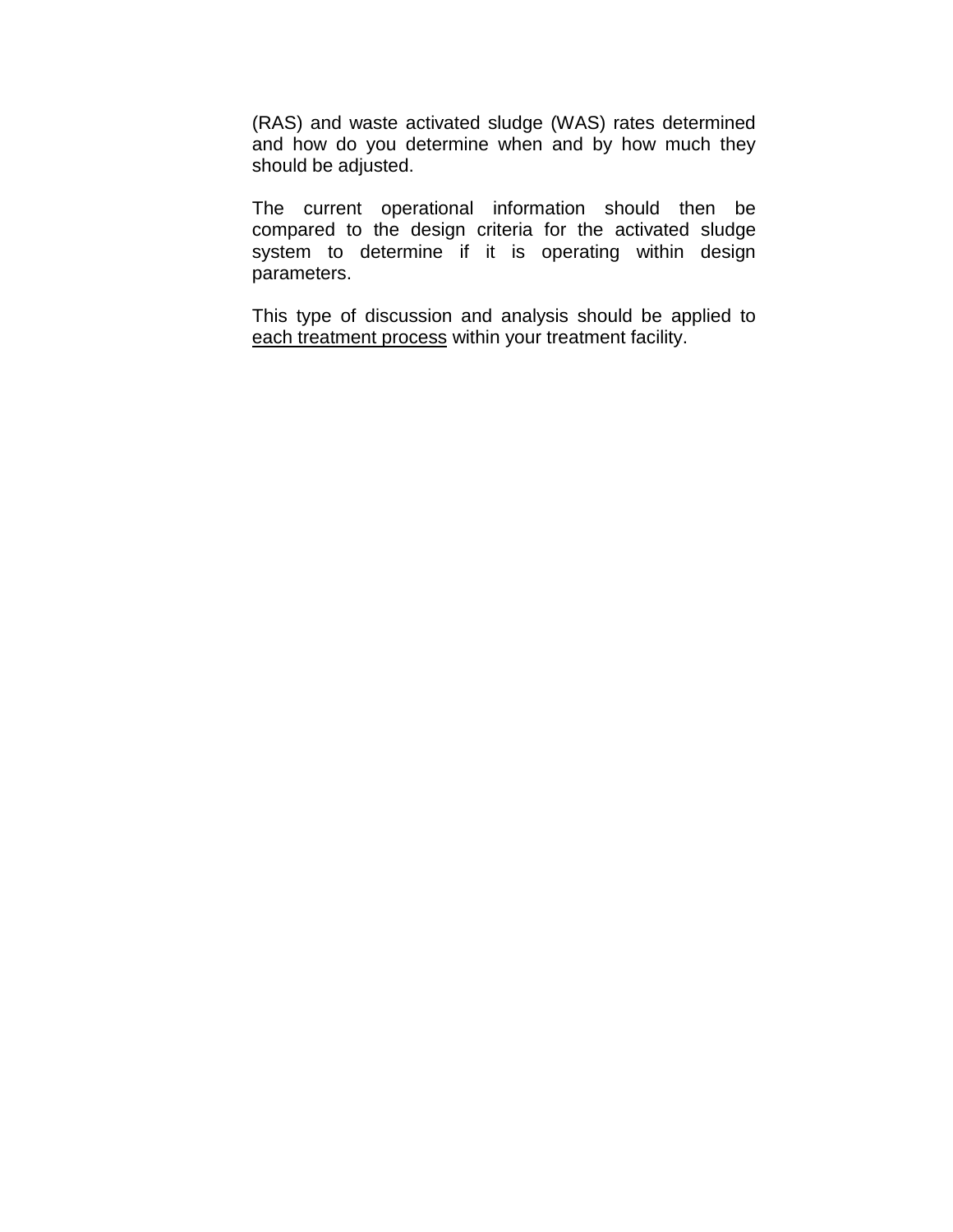(RAS) and waste activated sludge (WAS) rates determined and how do you determine when and by how much they should be adjusted.

The current operational information should then be compared to the design criteria for the activated sludge system to determine if it is operating within design parameters.

This type of discussion and analysis should be applied to <u>each treatment process</u> within your treatment facility.